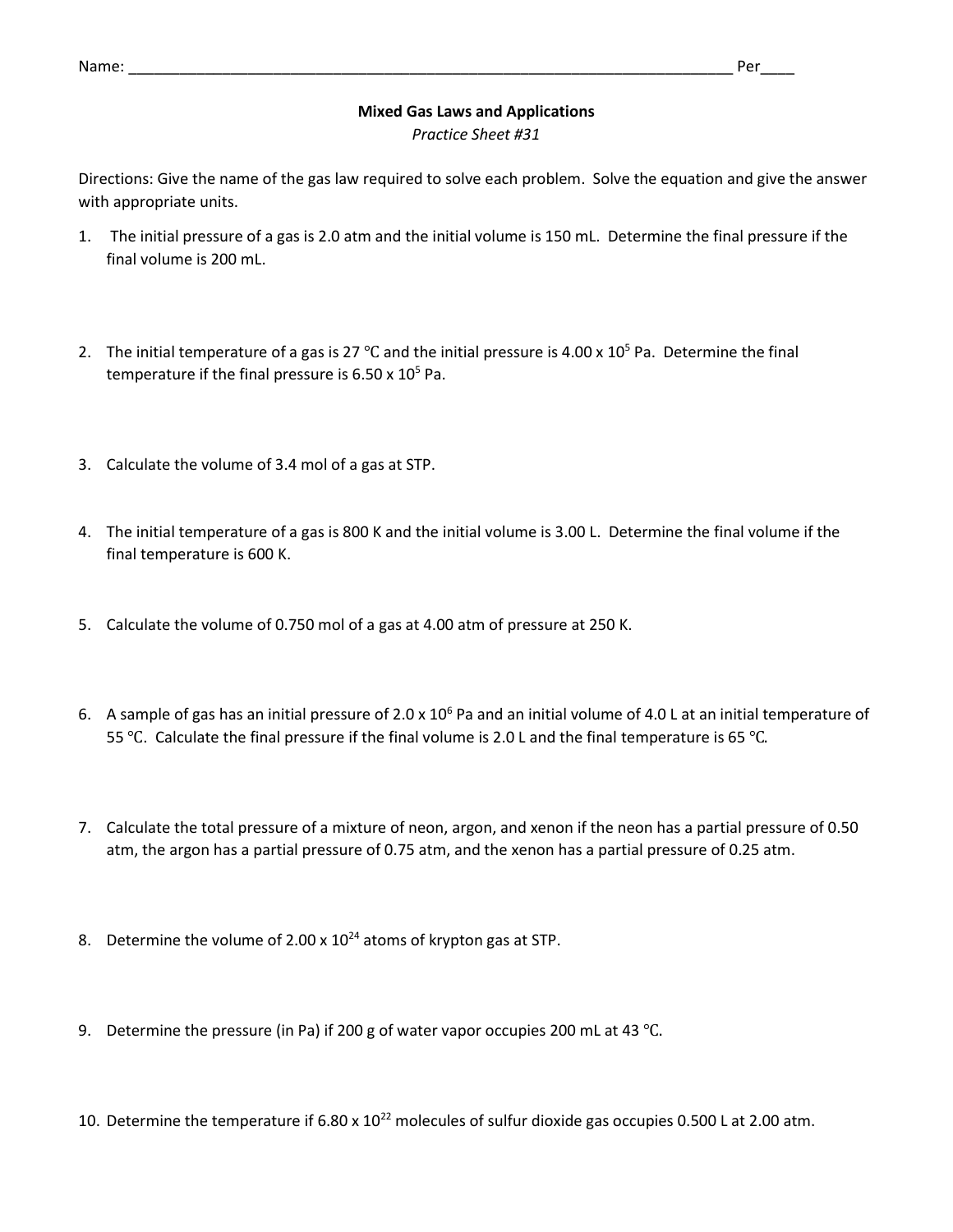Name: ___________________________________________________________________________ Per____

## Mixed Gas Laws and Applications

*Practice Sheet #31*

Directions: Give the name of the gas law required to solve each problem. Solve the equation and give the answer with appropriate units.

1. The initial pressure of a gas is 2.0 atm and the initial volume is 150 mL. Determine the final pressure if the final volume is 200 mL.

2. The initial temperature of a gas is 27 °C and the initial pressure is $4.00 \times 10^5$ Pa. Determine the final temperature if the final pressure is $6.50 \times 10^5$ Pa.

3. Calculate the volume of 3.4 mol of a gas at STP.

4. The initial temperature of a gas is 800 K and the initial volume is 3.00 L. Determine the final volume if the final temperature is 600 K.

5. Calculate the volume of 0.750 mol of a gas at 4.00 atm of pressure at 250 K.

6. A sample of gas has an initial pressure of $2.0 \times 10^6$ Pa and an initial volume of 4.0 L at an initial temperature of 55 °C. Calculate the final pressure if the final volume is 2.0 L and the final temperature is 65 °C.

7. Calculate the total pressure of a mixture of neon, argon, and xenon if the neon has a partial pressure of 0.50 atm, the argon has a partial pressure of 0.75 atm, and the xenon has a partial pressure of 0.25 atm.

8. Determine the volume of $2.00 \times 10^{24}$ atoms of krypton gas at STP.

9. Determine the pressure (in Pa) if 200 g of water vapor occupies 200 mL at 43 °C.

10. Determine the temperature if $6.80 \times 10^{22}$ molecules of sulfur dioxide gas occupies 0.500 L at 2.00 atm.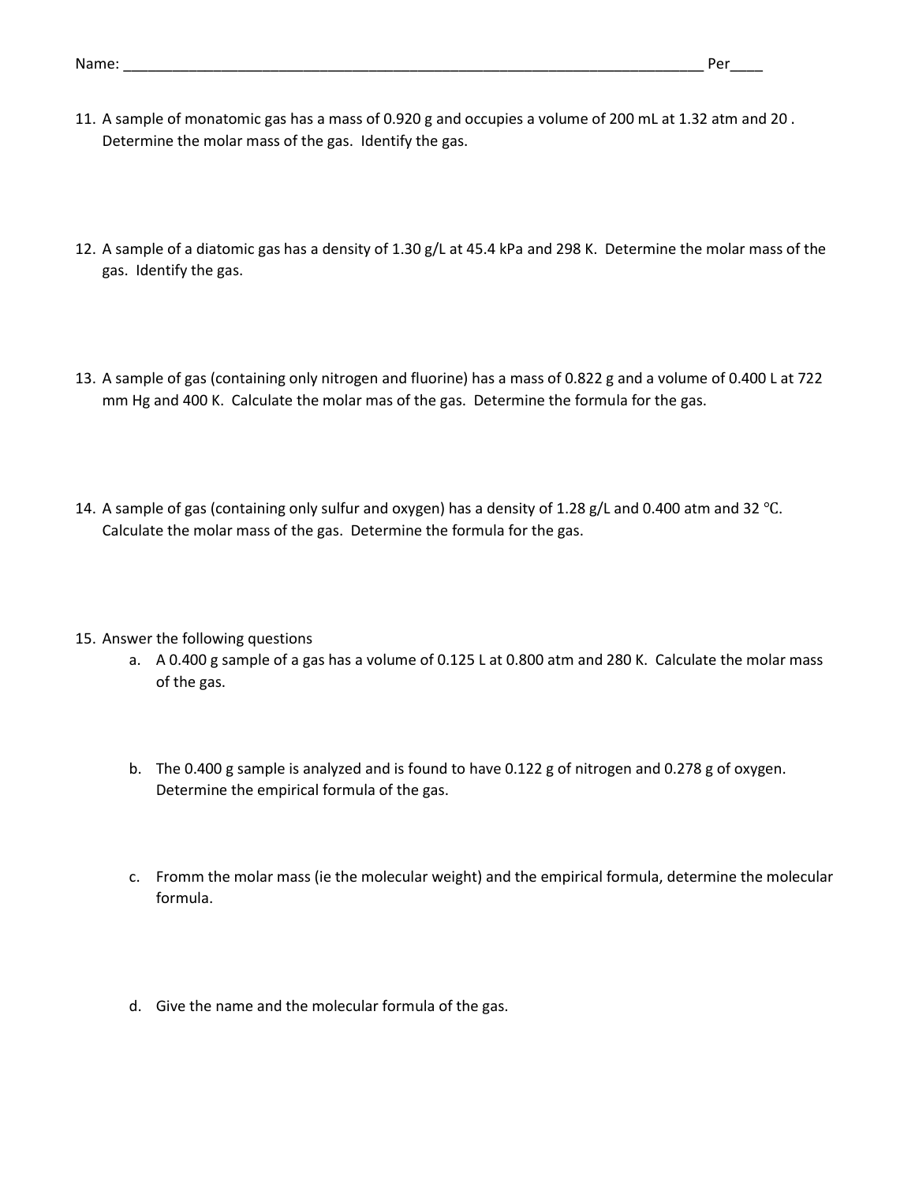Name: ___________________________________________________________________________ Per____

11. A sample of monatomic gas has a mass of 0.920 g and occupies a volume of 200 mL at 1.32 atm and 20 . Determine the molar mass of the gas. Identify the gas.

12. A sample of a diatomic gas has a density of 1.30 g/L at 45.4 kPa and 298 K. Determine the molar mass of the gas. Identify the gas.

13. A sample of gas (containing only nitrogen and fluorine) has a mass of 0.822 g and a volume of 0.400 L at 722 mm Hg and 400 K. Calculate the molar mas of the gas. Determine the formula for the gas.

14. A sample of gas (containing only sulfur and oxygen) has a density of 1.28 g/L and 0.400 atm and 32 °C. Calculate the molar mass of the gas. Determine the formula for the gas.

15. Answer the following questions
    a. A 0.400 g sample of a gas has a volume of 0.125 L at 0.800 atm and 280 K. Calculate the molar mass of the gas.

    b. The 0.400 g sample is analyzed and is found to have 0.122 g of nitrogen and 0.278 g of oxygen. Determine the empirical formula of the gas.

    c. Fromm the molar mass (ie the molecular weight) and the empirical formula, determine the molecular formula.

    d. Give the name and the molecular formula of the gas.